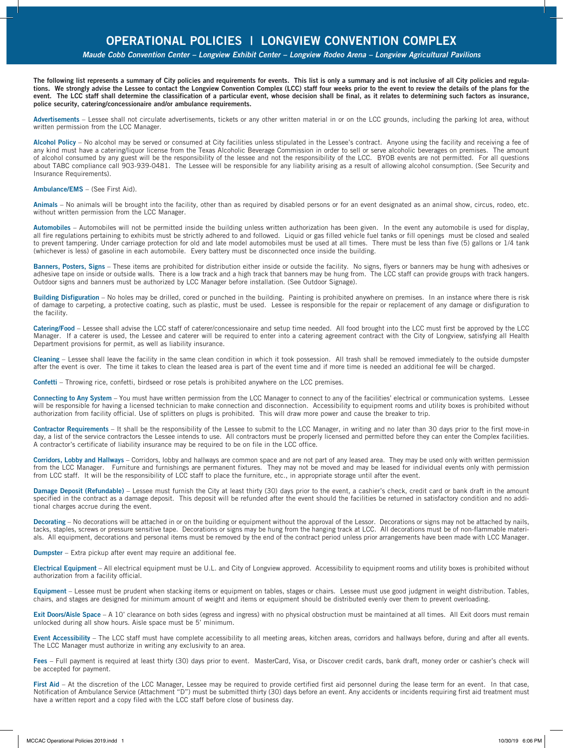# OPERATIONAL POLICIES | LONGVIEW CONVENTION COMPLEX

*Maude Cobb Convention Center – Longview Exhibit Center – Longview Rodeo Arena – Longview Agricultural Pavilions*

**The following list represents a summary of City policies and requirements for events. This list is only a summary and is not inclusive of all City policies and regulations. We strongly advise the Lessee to contact the Longview Convention Complex (LCC) staff four weeks prior to the event to review the details of the plans for the event. The LCC staff shall determine the classification of a particular event, whose decision shall be final, as it relates to determining such factors as insurance, police security, catering/concessionaire and/or ambulance requirements.**

**Advertisements** – Lessee shall not circulate advertisements, tickets or any other written material in or on the LCC grounds, including the parking lot area, without written permission from the LCC Manager.

**Alcohol Policy** – No alcohol may be served or consumed at City facilities unless stipulated in the Lessee's contract. Anyone using the facility and receiving a fee of any kind must have a catering/liquor license from the Texas Alcoholic Beverage Commission in order to sell or serve alcoholic beverages on premises. The amount of alcohol consumed by any guest will be the responsibility of the lessee and not the responsibility of the LCC. BYOB events are not permitted. For all questions about TABC compliance call 903-939-0481. The Lessee will be responsible for any liability arising as a result of allowing alcohol consumption. (See Security and Insurance Requirements).

**Ambulance/EMS** – (See First Aid).

**Animals** – No animals will be brought into the facility, other than as required by disabled persons or for an event designated as an animal show, circus, rodeo, etc. without written permission from the LCC Manager.

**Automobiles** – Automobiles will not be permitted inside the building unless written authorization has been given. In the event any automobile is used for display, all fire regulations pertaining to exhibits must be strictly adhered to and followed. Liquid or gas filled vehicle fuel tanks or fill openings must be closed and sealed to prevent tampering. Under carriage protection for old and late model automobiles must be used at all times. There must be less than five (5) gallons or 1/4 tank (whichever is less) of gasoline in each automobile. Every battery must be disconnected once inside the building.

**Banners, Posters, Signs** – These items are prohibited for distribution either inside or outside the facility. No signs, flyers or banners may be hung with adhesives or adhesive tape on inside or outside walls. There is a low track and a high track that banners may be hung from. The LCC staff can provide groups with track hangers. Outdoor signs and banners must be authorized by LCC Manager before installation. (See Outdoor Signage).

**Building Disfiguration** – No holes may be drilled, cored or punched in the building. Painting is prohibited anywhere on premises. In an instance where there is risk of damage to carpeting, a protective coating, such as plastic, must be used. Lessee is responsible for the repair or replacement of any damage or disfiguration to the facility.

**Catering/Food** – Lessee shall advise the LCC staff of caterer/concessionaire and setup time needed. All food brought into the LCC must first be approved by the LCC Manager. If a caterer is used, the Lessee and caterer will be required to enter into a catering agreement contract with the City of Longview, satisfying all Health Department provisions for permit, as well as liability insurance.

**Cleaning** – Lessee shall leave the facility in the same clean condition in which it took possession. All trash shall be removed immediately to the outside dumpster after the event is over. The time it takes to clean the leased area is part of the event time and if more time is needed an additional fee will be charged.

**Confetti** – Throwing rice, confetti, birdseed or rose petals is prohibited anywhere on the LCC premises.

**Connecting to Any System** – You must have written permission from the LCC Manager to connect to any of the facilities' electrical or communication systems. Lessee will be responsible for having a licensed technician to make connection and disconnection. Accessibility to equipment rooms and utility boxes is prohibited without authorization from facility official. Use of splitters on plugs is prohibited. This will draw more power and cause the breaker to trip.

**Contractor Requirements** – It shall be the responsibility of the Lessee to submit to the LCC Manager, in writing and no later than 30 days prior to the first move-in day, a list of the service contractors the Lessee intends to use. All contractors must be properly licensed and permitted before they can enter the Complex facilities. A contractor's certificate of liability insurance may be required to be on file in the LCC office.

**Corridors, Lobby and Hallways** – Corridors, lobby and hallways are common space and are not part of any leased area. They may be used only with written permission from the LCC Manager. Furniture and furnishings are permanent fixtures. They may not be moved and may be leased for individual events only with permission from LCC staff. It will be the responsibility of LCC staff to place the furniture, etc., in appropriate storage until after the event.

**Damage Deposit (Refundable)** – Lessee must furnish the City at least thirty (30) days prior to the event, a cashier's check, credit card or bank draft in the amount specified in the contract as a damage deposit. This deposit will be refunded after the event should the facilities be returned in satisfactory condition and no additional charges accrue during the event.

**Decorating** – No decorations will be attached in or on the building or equipment without the approval of the Lessor. Decorations or signs may not be attached by nails, tacks, staples, screws or pressure sensitive tape. Decorations or signs may be hung from the hanging track at LCC. All decorations must be of non-flammable materials. All equipment, decorations and personal items must be removed by the end of the contract period unless prior arrangements have been made with LCC Manager.

**Dumpster** – Extra pickup after event may require an additional fee.

**Electrical Equipment** – All electrical equipment must be U.L. and City of Longview approved. Accessibility to equipment rooms and utility boxes is prohibited without authorization from a facility official.

**Equipment** – Lessee must be prudent when stacking items or equipment on tables, stages or chairs. Lessee must use good judgment in weight distribution. Tables, chairs, and stages are designed for minimum amount of weight and items or equipment should be distributed evenly over them to prevent overloading.

**Exit Doors/Aisle Space** – A 10' clearance on both sides (egress and ingress) with no physical obstruction must be maintained at all times. All Exit doors must remain unlocked during all show hours. Aisle space must be 5' minimum.

**Event Accessibility** – The LCC staff must have complete accessibility to all meeting areas, kitchen areas, corridors and hallways before, during and after all events. The LCC Manager must authorize in writing any exclusivity to an area.

**Fees** – Full payment is required at least thirty (30) days prior to event. MasterCard, Visa, or Discover credit cards, bank draft, money order or cashier's check will be accepted for payment.

**First Aid** – At the discretion of the LCC Manager, Lessee may be required to provide certified first aid personnel during the lease term for an event. In that case, Notification of Ambulance Service (Attachment "D") must be submitted thirty (30) days before an event. Any accidents or incidents requiring first aid treatment must have a written report and a copy filed with the LCC staff before close of business day.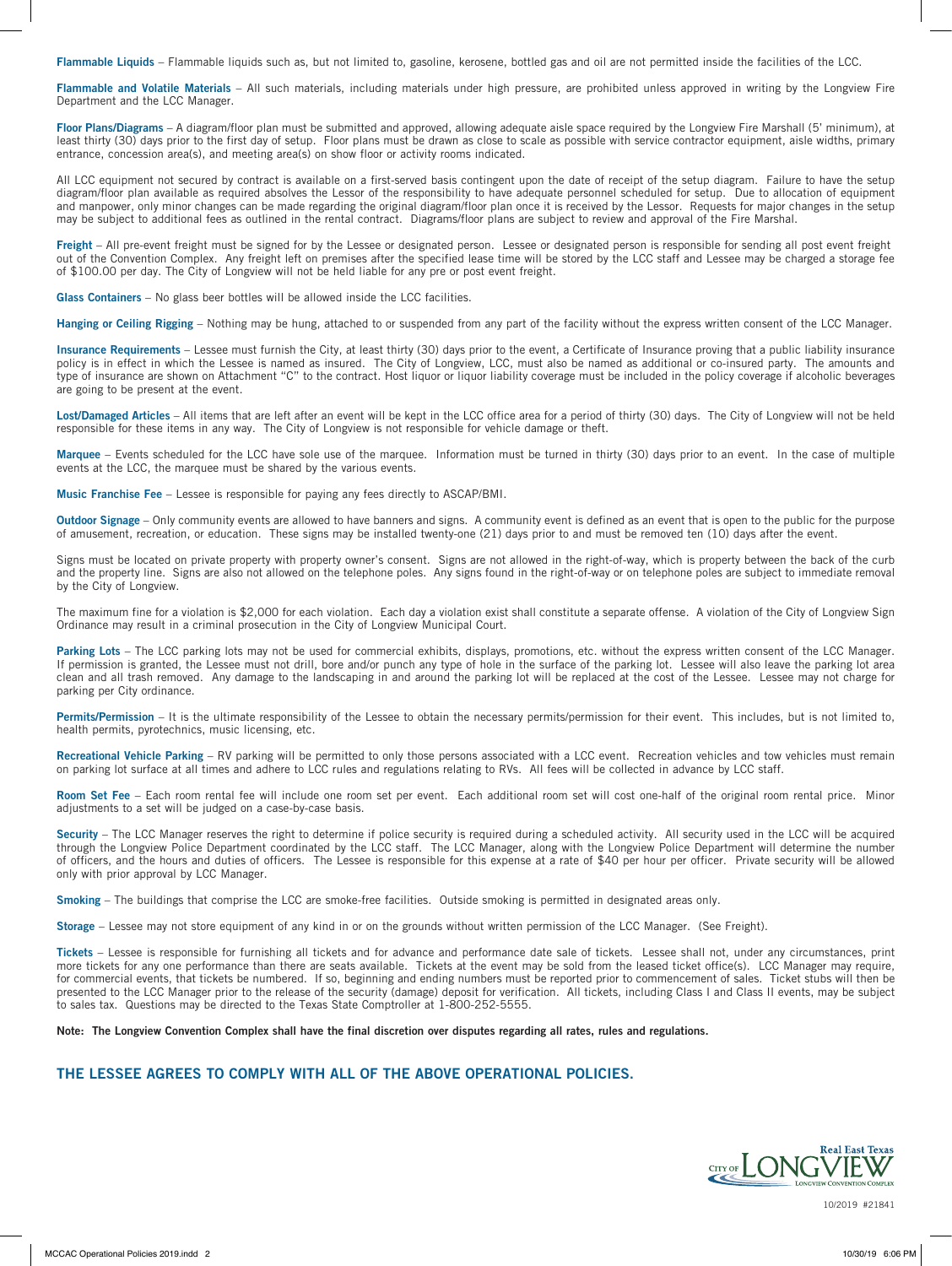**Flammable Liquids** – Flammable liquids such as, but not limited to, gasoline, kerosene, bottled gas and oil are not permitted inside the facilities of the LCC.

**Flammable and Volatile Materials** – All such materials, including materials under high pressure, are prohibited unless approved in writing by the Longview Fire Department and the LCC Manager.

**Floor Plans/Diagrams** – A diagram/floor plan must be submitted and approved, allowing adequate aisle space required by the Longview Fire Marshall (5' minimum), at least thirty (30) days prior to the first day of setup. Floor plans must be drawn as close to scale as possible with service contractor equipment, aisle widths, primary entrance, concession area(s), and meeting area(s) on show floor or activity rooms indicated.

All LCC equipment not secured by contract is available on a first-served basis contingent upon the date of receipt of the setup diagram. Failure to have the setup diagram/floor plan available as required absolves the Lessor of the responsibility to have adequate personnel scheduled for setup. Due to allocation of equipment and manpower, only minor changes can be made regarding the original diagram/floor plan once it is received by the Lessor. Requests for major changes in the setup may be subject to additional fees as outlined in the rental contract. Diagrams/floor plans are subject to review and approval of the Fire Marshal.

**Freight** – All pre-event freight must be signed for by the Lessee or designated person. Lessee or designated person is responsible for sending all post event freight out of the Convention Complex. Any freight left on premises after the specified lease time will be stored by the LCC staff and Lessee may be charged a storage fee of $100.00 per day. The City of Longview will not be held liable for any pre or post event freight.

**Glass Containers** – No glass beer bottles will be allowed inside the LCC facilities.

**Hanging or Ceiling Rigging** – Nothing may be hung, attached to or suspended from any part of the facility without the express written consent of the LCC Manager.

**Insurance Requirements** – Lessee must furnish the City, at least thirty (30) days prior to the event, a Certificate of Insurance proving that a public liability insurance policy is in effect in which the Lessee is named as insured. The City of Longview, LCC, must also be named as additional or co-insured party. The amounts and type of insurance are shown on Attachment "C" to the contract. Host liquor or liquor liability coverage must be included in the policy coverage if alcoholic beverages are going to be present at the event.

**Lost/Damaged Articles** – All items that are left after an event will be kept in the LCC office area for a period of thirty (30) days. The City of Longview will not be held responsible for these items in any way. The City of Longview is not responsible for vehicle damage or theft.

**Marquee** – Events scheduled for the LCC have sole use of the marquee. Information must be turned in thirty (30) days prior to an event. In the case of multiple events at the LCC, the marquee must be shared by the various events.

**Music Franchise Fee** – Lessee is responsible for paying any fees directly to ASCAP/BMI.

**Outdoor Signage** – Only community events are allowed to have banners and signs. A community event is defined as an event that is open to the public for the purpose of amusement, recreation, or education. These signs may be installed twenty-one (21) days prior to and must be removed ten (10) days after the event.

Signs must be located on private property with property owner's consent. Signs are not allowed in the right-of-way, which is property between the back of the curb and the property line. Signs are also not allowed on the telephone poles. Any signs found in the right-of-way or on telephone poles are subject to immediate removal by the City of Longview.

The maximum fine for a violation is $2,000 for each violation. Each day a violation exist shall constitute a separate offense. A violation of the City of Longview Sign Ordinance may result in a criminal prosecution in the City of Longview Municipal Court.

**Parking Lots** – The LCC parking lots may not be used for commercial exhibits, displays, promotions, etc. without the express written consent of the LCC Manager. If permission is granted, the Lessee must not drill, bore and/or punch any type of hole in the surface of the parking lot. Lessee will also leave the parking lot area clean and all trash removed. Any damage to the landscaping in and around the parking lot will be replaced at the cost of the Lessee. Lessee may not charge for parking per City ordinance.

**Permits/Permission** – It is the ultimate responsibility of the Lessee to obtain the necessary permits/permission for their event. This includes, but is not limited to, health permits, pyrotechnics, music licensing, etc.

**Recreational Vehicle Parking** – RV parking will be permitted to only those persons associated with a LCC event. Recreation vehicles and tow vehicles must remain on parking lot surface at all times and adhere to LCC rules and regulations relating to RVs. All fees will be collected in advance by LCC staff.

**Room Set Fee** – Each room rental fee will include one room set per event. Each additional room set will cost one-half of the original room rental price. Minor adjustments to a set will be judged on a case-by-case basis.

**Security** – The LCC Manager reserves the right to determine if police security is required during a scheduled activity. All security used in the LCC will be acquired through the Longview Police Department coordinated by the LCC staff. The LCC Manager, along with the Longview Police Department will determine the number of officers, and the hours and duties of officers. The Lessee is responsible for this expense at a rate of $40 per hour per officer. Private security will be allowed only with prior approval by LCC Manager.

**Smoking** – The buildings that comprise the LCC are smoke-free facilities. Outside smoking is permitted in designated areas only.

**Storage** – Lessee may not store equipment of any kind in or on the grounds without written permission of the LCC Manager. (See Freight).

**Tickets** – Lessee is responsible for furnishing all tickets and for advance and performance date sale of tickets. Lessee shall not, under any circumstances, print more tickets for any one performance than there are seats available. Tickets at the event may be sold from the leased ticket office(s). LCC Manager may require, for commercial events, that tickets be numbered. If so, beginning and ending numbers must be reported prior to commencement of sales. Ticket stubs will then be presented to the LCC Manager prior to the release of the security (damage) deposit for verification. All tickets, including Class I and Class II events, may be subject to sales tax. Questions may be directed to the Texas State Comptroller at 1-800-252-5555.

**Note: The Longview Convention Complex shall have the final discretion over disputes regarding all rates, rules and regulations.**

## THE LESSEE AGREES TO COMPLY WITH ALL OF THE ABOVE OPERATIONAL POLICIES.

Real East Texas
CITY OF LONGVIEW
LONGVIEW CONVENTION COMPLEX

10/2019 #21841